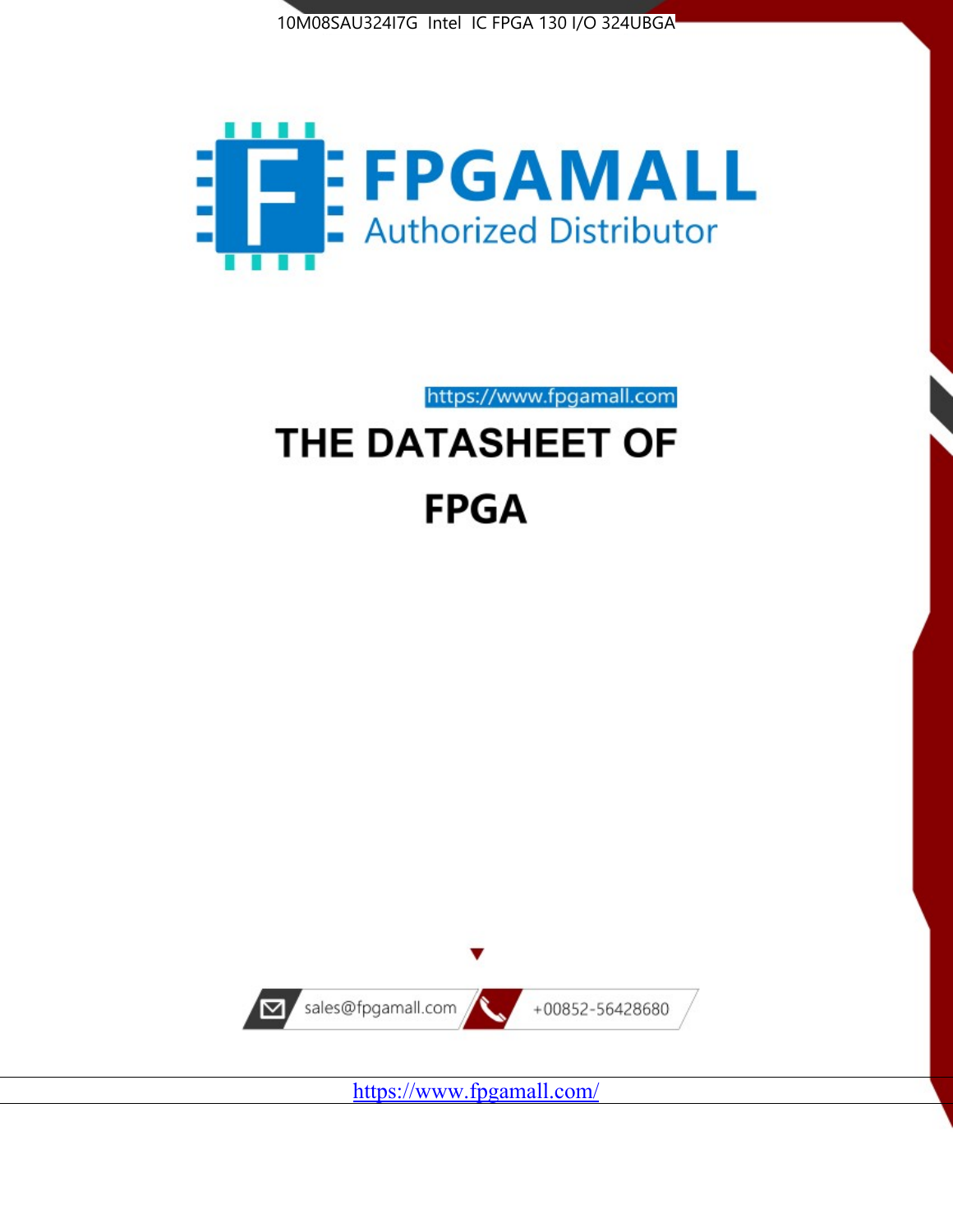10M08SAU324I7G Intel IC FPGA 130 I/O 324UBGA

FPGAMALL

Authorized Distributor

https://www.fpgamall.com

# THE DATASHEET OF

# FPGA

sales@fpgamall.com

+00852-56428680

https://www.fpgamall.com/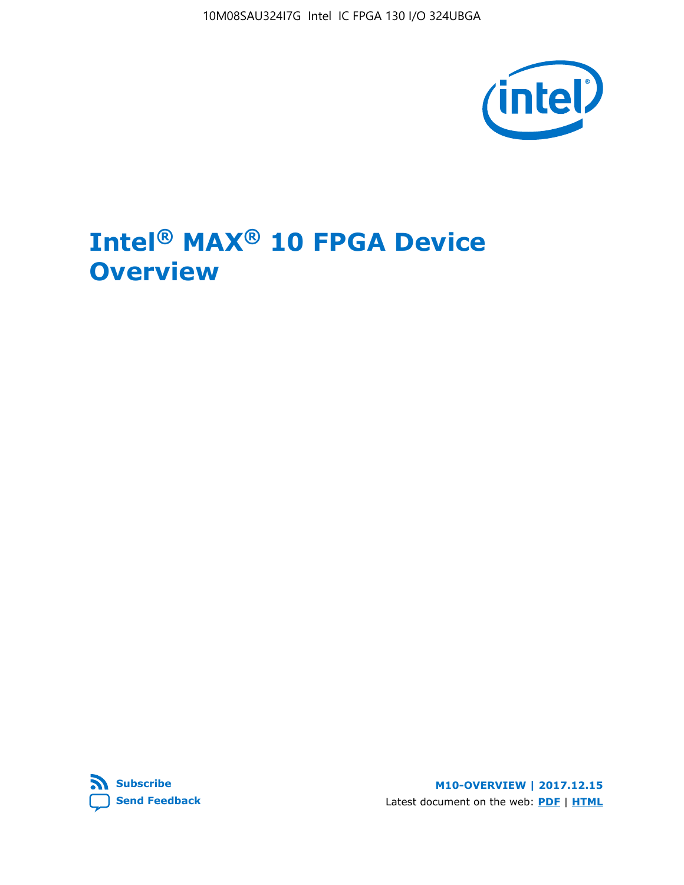# Intel® MAX® 10 FPGA Device Overview

M10-OVERVIEW | 2017.12.15

Latest document on the web: PDF | HTML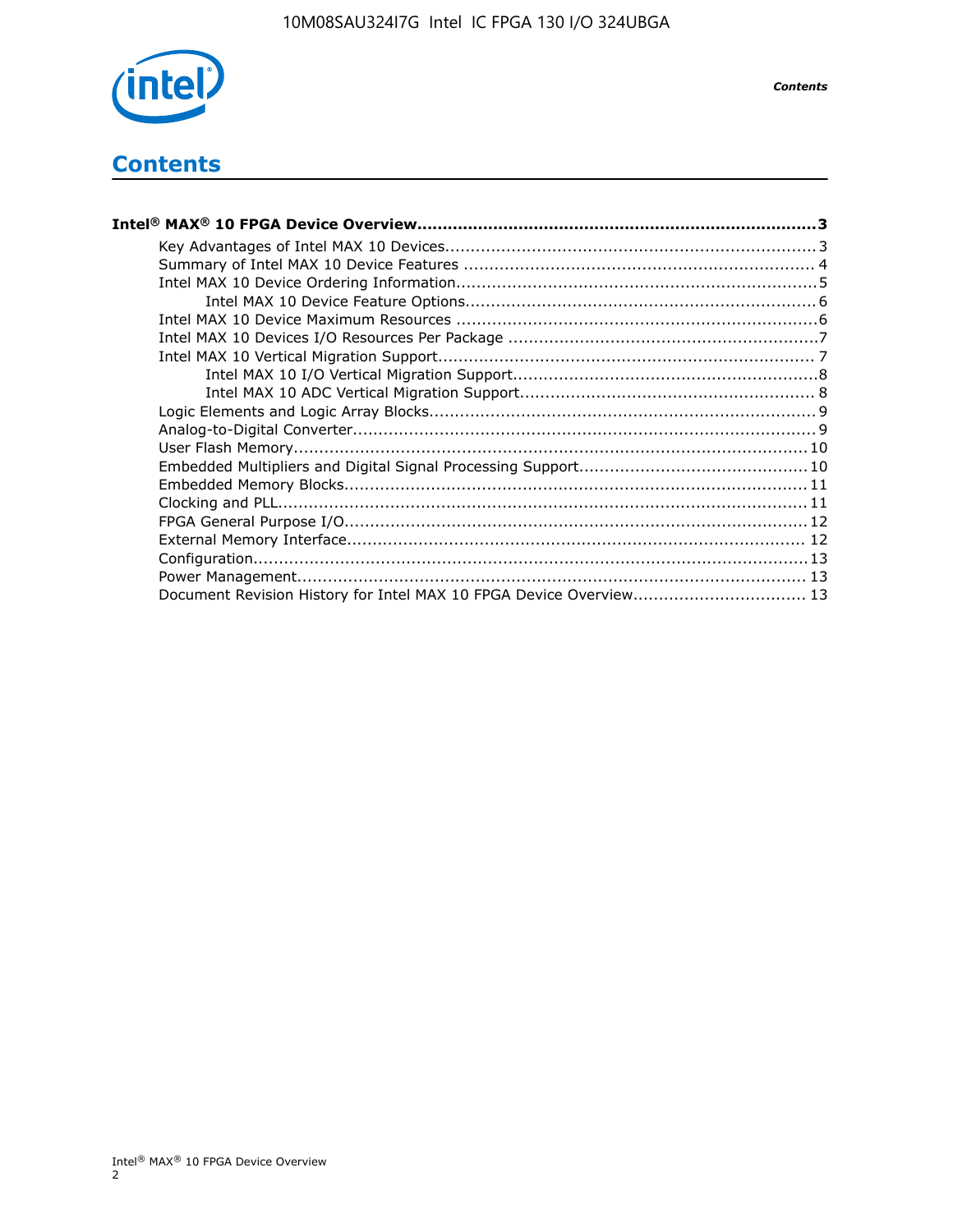# Contents

**Intel® MAX® 10 FPGA Device Overview....................................................................3**

- Key Advantages of Intel MAX 10 Devices.........................................................................3
- Summary of Intel MAX 10 Device Features ..................................................................... 4
- Intel MAX 10 Device Ordering Information.......................................................................5
    - Intel MAX 10 Device Feature Options.....................................................................6
- Intel MAX 10 Device Maximum Resources .......................................................................6
- Intel MAX 10 Devices I/O Resources Per Package .............................................................7
- Intel MAX 10 Vertical Migration Support.......................................................................... 7
    - Intel MAX 10 I/O Vertical Migration Support............................................................8
    - Intel MAX 10 ADC Vertical Migration Support.......................................................... 8
- Logic Elements and Logic Array Blocks............................................................................9
- Analog-to-Digital Converter............................................................................................9
- User Flash Memory..................................................................................................... 10
- Embedded Multipliers and Digital Signal Processing Support............................................. 10
- Embedded Memory Blocks........................................................................................... 11
- Clocking and PLL........................................................................................................ 11
- FPGA General Purpose I/O........................................................................................... 12
- External Memory Interface.......................................................................................... 12
- Configuration............................................................................................................. 13
- Power Management.................................................................................................... 13
- Document Revision History for Intel MAX 10 FPGA Device Overview.................................. 13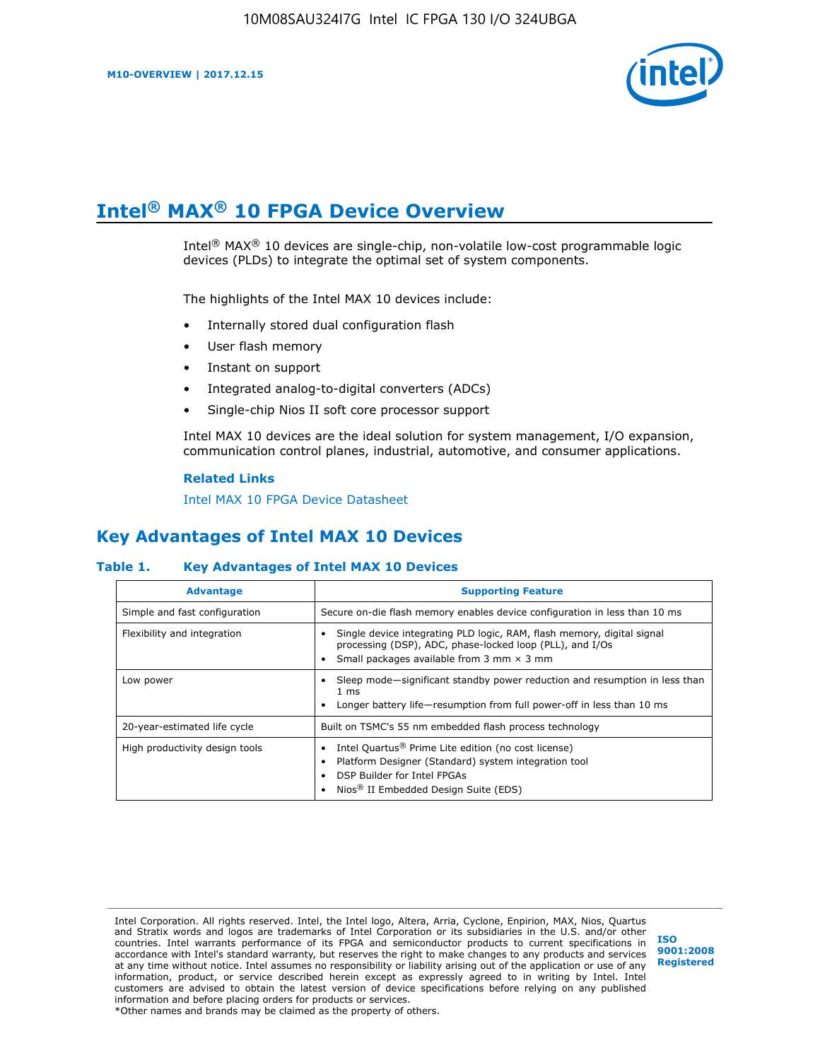# Intel® MAX® 10 FPGA Device Overview

Intel® MAX® 10 devices are single-chip, non-volatile low-cost programmable logic devices (PLDs) to integrate the optimal set of system components.

The highlights of the Intel MAX 10 devices include:

- Internally stored dual configuration flash
- User flash memory
- Instant on support
- Integrated analog-to-digital converters (ADCs)
- Single-chip Nios II soft core processor support

Intel MAX 10 devices are the ideal solution for system management, I/O expansion, communication control planes, industrial, automotive, and consumer applications.

**Related Links**

Intel MAX 10 FPGA Device Datasheet

## Key Advantages of Intel MAX 10 Devices

**Table 1. Key Advantages of Intel MAX 10 Devices**

| Advantage | Supporting Feature |
|---|---|
| Simple and fast configuration | Secure on-die flash memory enables device configuration in less than 10 ms |
| Flexibility and integration | • Single device integrating PLD logic, RAM, flash memory, digital signal processing (DSP), ADC, phase-locked loop (PLL), and I/Os<br>• Small packages available from 3 mm × 3 mm |
| Low power | • Sleep mode—significant standby power reduction and resumption in less than 1 ms<br>• Longer battery life—resumption from full power-off in less than 10 ms |
| 20-year-estimated life cycle | Built on TSMC's 55 nm embedded flash process technology |
| High productivity design tools | • Intel Quartus® Prime Lite edition (no cost license)<br>• Platform Designer (Standard) system integration tool<br>• DSP Builder for Intel FPGAs<br>• Nios® II Embedded Design Suite (EDS) |

Intel Corporation. All rights reserved. Intel, the Intel logo, Altera, Arria, Cyclone, Enpirion, MAX, Nios, Quartus and Stratix words and logos are trademarks of Intel Corporation or its subsidiaries in the U.S. and/or other countries. Intel warrants performance of its FPGA and semiconductor products to current specifications in accordance with Intel's standard warranty, but reserves the right to make changes to any products and services at any time without notice. Intel assumes no responsibility or liability arising out of the application or use of any information, product, or service described herein except as expressly agreed to in writing by Intel. Intel customers are advised to obtain the latest version of device specifications before relying on any published information and before placing orders for products or services.
*Other names and brands may be claimed as the property of others.

ISO 9001:2008 Registered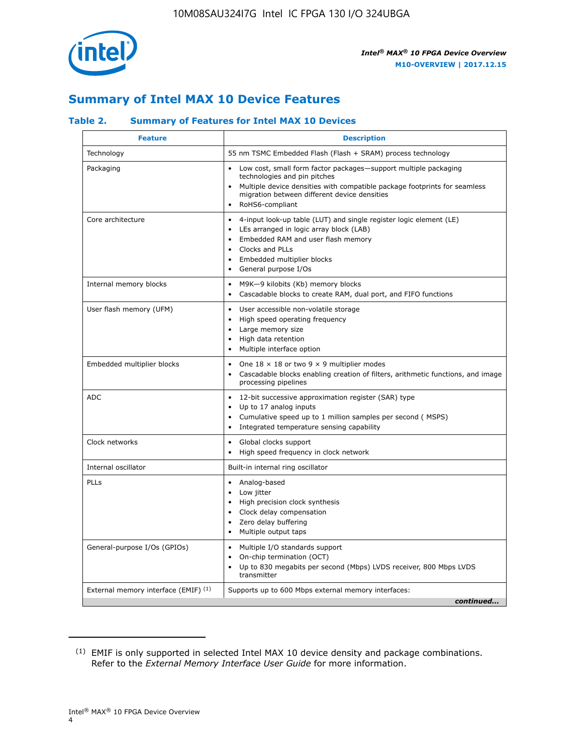## Summary of Intel MAX 10 Device Features

### Table 2. Summary of Features for Intel MAX 10 Devices

| Feature | Description |
| --- | --- |
| Technology | 55 nm TSMC Embedded Flash (Flash + SRAM) process technology |
| Packaging | • Low cost, small form factor packages—support multiple packaging technologies and pin pitches<br>• Multiple device densities with compatible package footprints for seamless migration between different device densities<br>• RoHS6-compliant |
| Core architecture | • 4-input look-up table (LUT) and single register logic element (LE)<br>• LEs arranged in logic array block (LAB)<br>• Embedded RAM and user flash memory<br>• Clocks and PLLs<br>• Embedded multiplier blocks<br>• General purpose I/Os |
| Internal memory blocks | • M9K—9 kilobits (Kb) memory blocks<br>• Cascadable blocks to create RAM, dual port, and FIFO functions |
| User flash memory (UFM) | • User accessible non-volatile storage<br>• High speed operating frequency<br>• Large memory size<br>• High data retention<br>• Multiple interface option |
| Embedded multiplier blocks | • One 18 × 18 or two 9 × 9 multiplier modes<br>• Cascadable blocks enabling creation of filters, arithmetic functions, and image processing pipelines |
| ADC | • 12-bit successive approximation register (SAR) type<br>• Up to 17 analog inputs<br>• Cumulative speed up to 1 million samples per second ( MSPS)<br>• Integrated temperature sensing capability |
| Clock networks | • Global clocks support<br>• High speed frequency in clock network |
| Internal oscillator | Built-in internal ring oscillator |
| PLLs | • Analog-based<br>• Low jitter<br>• High precision clock synthesis<br>• Clock delay compensation<br>• Zero delay buffering<br>• Multiple output taps |
| General-purpose I/Os (GPIOs) | • Multiple I/O standards support<br>• On-chip termination (OCT)<br>• Up to 830 megabits per second (Mbps) LVDS receiver, 800 Mbps LVDS transmitter |
| External memory interface (EMIF) [(1)] | Supports up to 600 Mbps external memory interfaces: |

*continued...*

(1) EMIF is only supported in selected Intel MAX 10 device density and package combinations. Refer to the *External Memory Interface User Guide* for more information.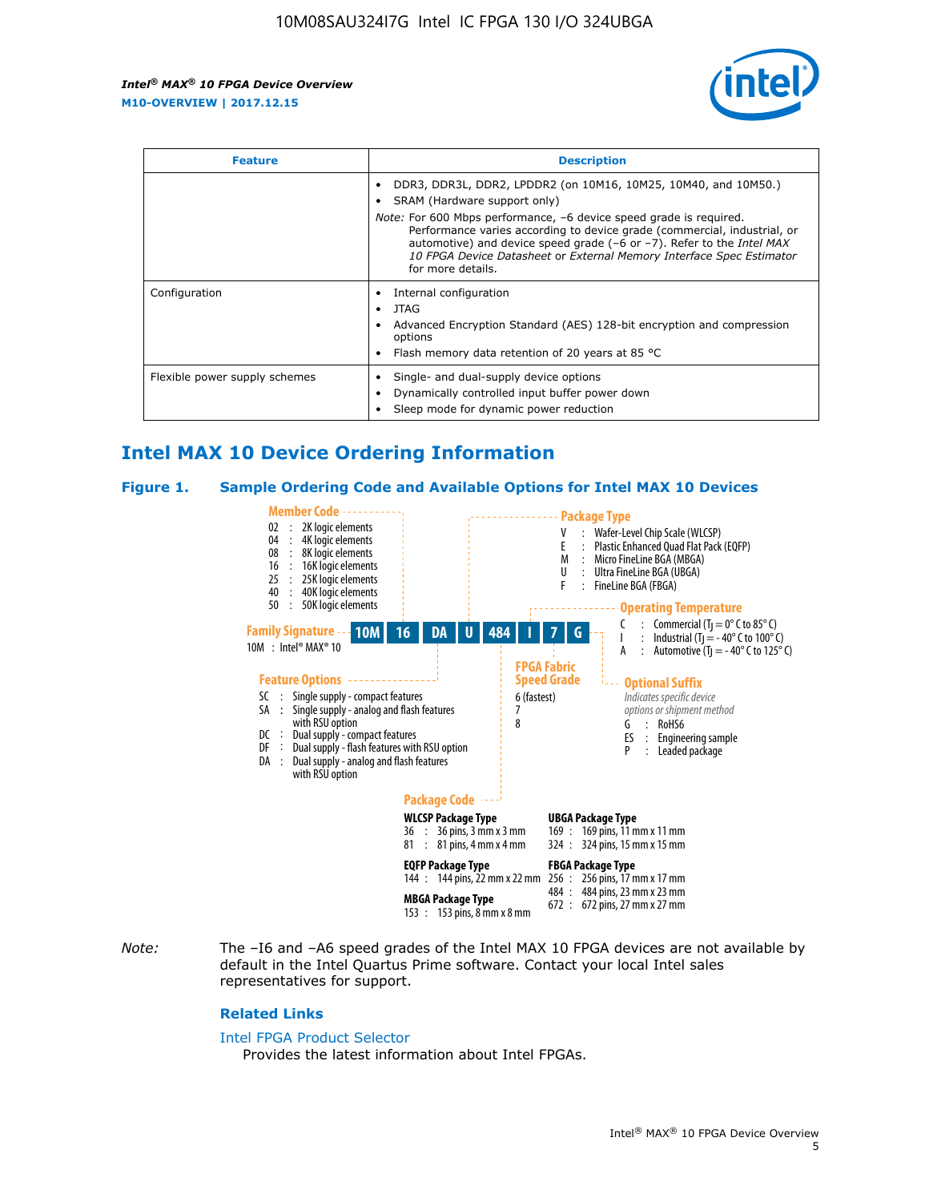| Feature | Description |
| --- | --- |
| | • DDR3, DDR3L, DDR2, LPDDR2 (on 10M16, 10M25, 10M40, and 10M50.)<br>• SRAM (Hardware support only)<br>*Note:* For 600 Mbps performance, –6 device speed grade is required. Performance varies according to device grade (commercial, industrial, or automotive) and device speed grade (–6 or –7). Refer to the *Intel MAX 10 FPGA Device Datasheet* or *External Memory Interface Spec Estimator* for more details. |
| Configuration | • Internal configuration<br>• JTAG<br>• Advanced Encryption Standard (AES) 128-bit encryption and compression options<br>• Flash memory data retention of 20 years at 85 °C |
| Flexible power supply schemes | • Single- and dual-supply device options<br>• Dynamically controlled input buffer power down<br>• Sleep mode for dynamic power reduction |

## Intel MAX 10 Device Ordering Information

### Figure 1. Sample Ordering Code and Available Options for Intel MAX 10 Devices

**10M 16 DA U 484 I 7 G**

**Family Signature**
10M : Intel® MAX® 10

**Member Code**
- 02 : 2K logic elements
- 04 : 4K logic elements
- 08 : 8K logic elements
- 16 : 16K logic elements
- 25 : 25K logic elements
- 40 : 40K logic elements
- 50 : 50K logic elements

**Feature Options**
- SC : Single supply - compact features
- SA : Single supply - analog and flash features with RSU option
- DC : Dual supply - compact features
- DF : Dual supply - flash features with RSU option
- DA : Dual supply - analog and flash features with RSU option

**Package Type**
- V : Wafer-Level Chip Scale (WLCSP)
- E : Plastic Enhanced Quad Flat Pack (EQFP)
- M : Micro FineLine BGA (MBGA)
- U : Ultra FineLine BGA (UBGA)
- F : FineLine BGA (FBGA)

**Package Code**

**WLCSP Package Type**
- 36 : 36 pins, 3 mm x 3 mm
- 81 : 81 pins, 4 mm x 4 mm

**EQFP Package Type**
- 144 : 144 pins, 22 mm x 22 mm

**MBGA Package Type**
- 153 : 153 pins, 8 mm x 8 mm

**UBGA Package Type**
- 169 : 169 pins, 11 mm x 11 mm
- 324 : 324 pins, 15 mm x 15 mm

**FBGA Package Type**
- 256 : 256 pins, 17 mm x 17 mm
- 484 : 484 pins, 23 mm x 23 mm
- 672 : 672 pins, 27 mm x 27 mm

**Operating Temperature**
- C : Commercial ($T_J$ = 0° C to 85° C)
- I : Industrial ($T_J$ = - 40° C to 100° C)
- A : Automotive ($T_J$ = - 40° C to 125° C)

**FPGA Fabric Speed Grade**
- 6 (fastest)
- 7
- 8

**Optional Suffix**
*Indicates specific device options or shipment method*
- G : RoHS6
- ES : Engineering sample
- P : Leaded package

*Note:* The –I6 and –A6 speed grades of the Intel MAX 10 FPGA devices are not available by default in the Intel Quartus Prime software. Contact your local Intel sales representatives for support.

### Related Links

Intel FPGA Product Selector
Provides the latest information about Intel FPGAs.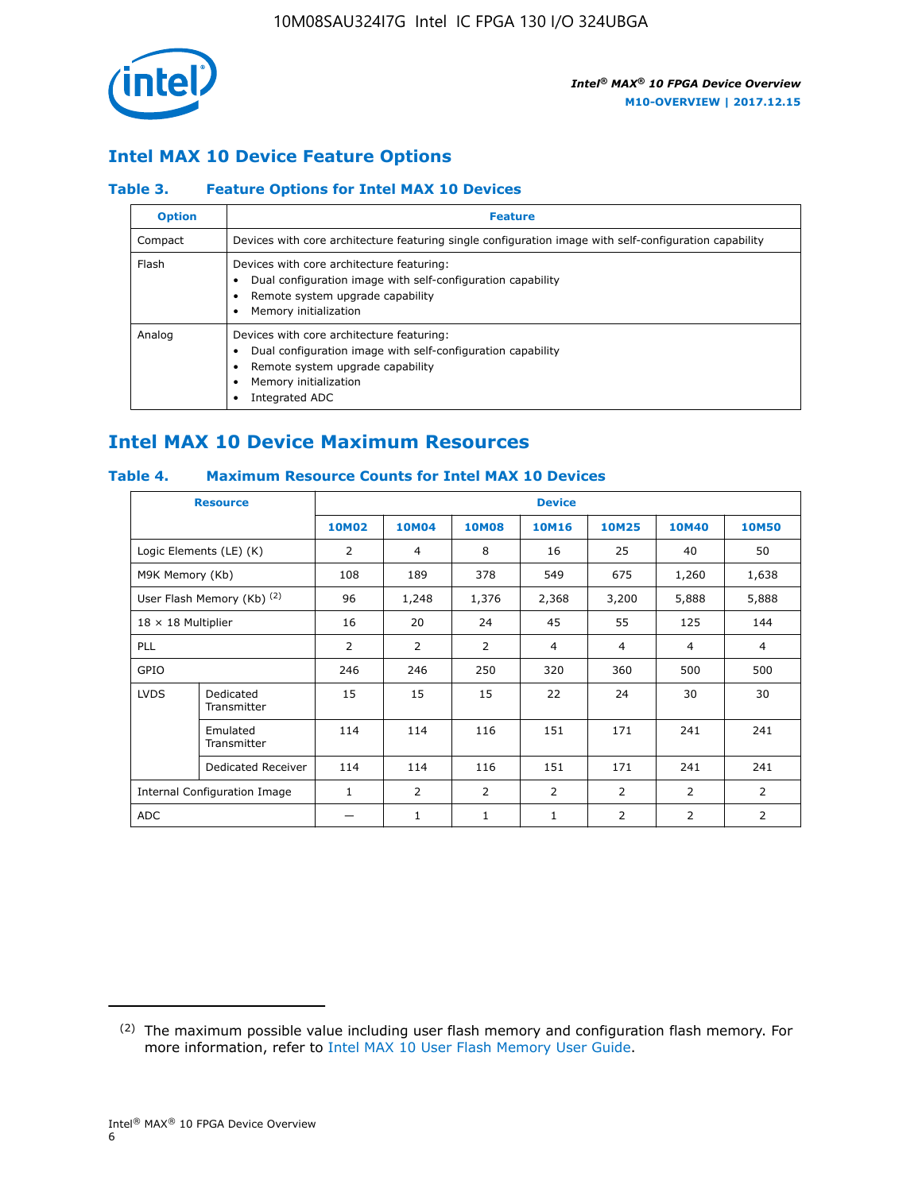## Intel MAX 10 Device Feature Options

### Table 3. Feature Options for Intel MAX 10 Devices

| Option | Feature |
|---|---|
| Compact | Devices with core architecture featuring single configuration image with self-configuration capability |
| Flash | Devices with core architecture featuring:<br>• Dual configuration image with self-configuration capability<br>• Remote system upgrade capability<br>• Memory initialization |
| Analog | Devices with core architecture featuring:<br>• Dual configuration image with self-configuration capability<br>• Remote system upgrade capability<br>• Memory initialization<br>• Integrated ADC |

## Intel MAX 10 Device Maximum Resources

### Table 4. Maximum Resource Counts for Intel MAX 10 Devices

| Resource | | Device | | | | | | |
|---|---|---|---|---|---|---|---|---|
| | | 10M02 | 10M04 | 10M08 | 10M16 | 10M25 | 10M40 | 10M50 |
| Logic Elements (LE) (K) | | 2 | 4 | 8 | 16 | 25 | 40 | 50 |
| M9K Memory (Kb) | | 108 | 189 | 378 | 549 | 675 | 1,260 | 1,638 |
| User Flash Memory (Kb) [2] | | 96 | 1,248 | 1,376 | 2,368 | 3,200 | 5,888 | 5,888 |
| 18 × 18 Multiplier | | 16 | 20 | 24 | 45 | 55 | 125 | 144 |
| PLL | | 2 | 2 | 2 | 4 | 4 | 4 | 4 |
| GPIO | | 246 | 246 | 250 | 320 | 360 | 500 | 500 |
| LVDS | Dedicated Transmitter | 15 | 15 | 15 | 22 | 24 | 30 | 30 |
| | Emulated Transmitter | 114 | 114 | 116 | 151 | 171 | 241 | 241 |
| | Dedicated Receiver | 114 | 114 | 116 | 151 | 171 | 241 | 241 |
| Internal Configuration Image | | 1 | 2 | 2 | 2 | 2 | 2 | 2 |
| ADC | | — | 1 | 1 | 1 | 2 | 2 | 2 |

(2) The maximum possible value including user flash memory and configuration flash memory. For more information, refer to Intel MAX 10 User Flash Memory User Guide.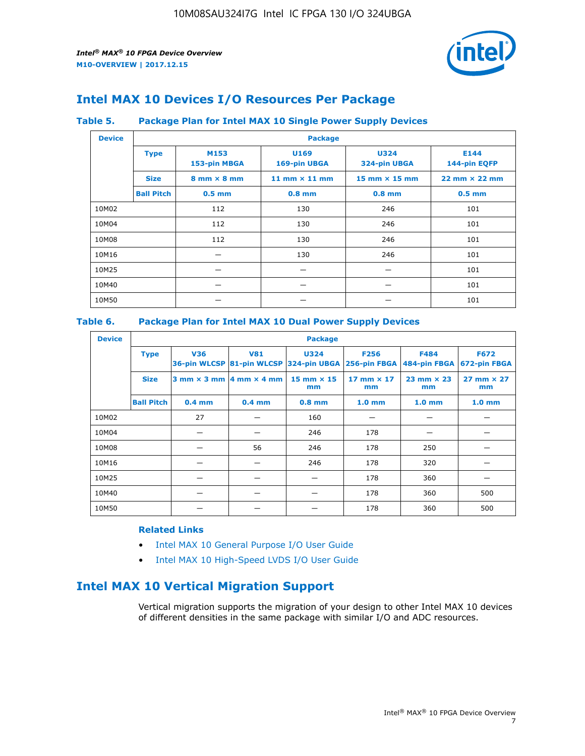## Intel MAX 10 Devices I/O Resources Per Package

### Table 5. Package Plan for Intel MAX 10 Single Power Supply Devices

| Device | Package | | | | |
|---|---|---|---|---|---|
| | **Type** | **M153** 153-pin MBGA | **U169** 169-pin UBGA | **U324** 324-pin UBGA | **E144** 144-pin EQFP |
| | **Size** | 8 mm × 8 mm | 11 mm × 11 mm | 15 mm × 15 mm | 22 mm × 22 mm |
| | **Ball Pitch** | 0.5 mm | 0.8 mm | 0.8 mm | 0.5 mm |
| 10M02 | | 112 | 130 | 246 | 101 |
| 10M04 | | 112 | 130 | 246 | 101 |
| 10M08 | | 112 | 130 | 246 | 101 |
| 10M16 | | — | 130 | 246 | 101 |
| 10M25 | | — | — | — | 101 |
| 10M40 | | — | — | — | 101 |
| 10M50 | | — | — | — | 101 |

### Table 6. Package Plan for Intel MAX 10 Dual Power Supply Devices

| Device | Package | | | | | | |
|---|---|---|---|---|---|---|---|
| | **Type** | **V36** 36-pin WLCSP | **V81** 81-pin WLCSP | **U324** 324-pin UBGA | **F256** 256-pin FBGA | **F484** 484-pin FBGA | **F672** 672-pin FBGA |
| | **Size** | 3 mm × 3 mm | 4 mm × 4 mm | 15 mm × 15 mm | 17 mm × 17 mm | 23 mm × 23 mm | 27 mm × 27 mm |
| | **Ball Pitch** | 0.4 mm | 0.4 mm | 0.8 mm | 1.0 mm | 1.0 mm | 1.0 mm |
| 10M02 | | 27 | — | 160 | — | — | — |
| 10M04 | | — | — | 246 | 178 | — | — |
| 10M08 | | — | 56 | 246 | 178 | 250 | — |
| 10M16 | | — | — | 246 | 178 | 320 | — |
| 10M25 | | — | — | — | 178 | 360 | — |
| 10M40 | | — | — | — | 178 | 360 | 500 |
| 10M50 | | — | — | — | 178 | 360 | 500 |

#### Related Links

- Intel MAX 10 General Purpose I/O User Guide
- Intel MAX 10 High-Speed LVDS I/O User Guide

## Intel MAX 10 Vertical Migration Support

Vertical migration supports the migration of your design to other Intel MAX 10 devices of different densities in the same package with similar I/O and ADC resources.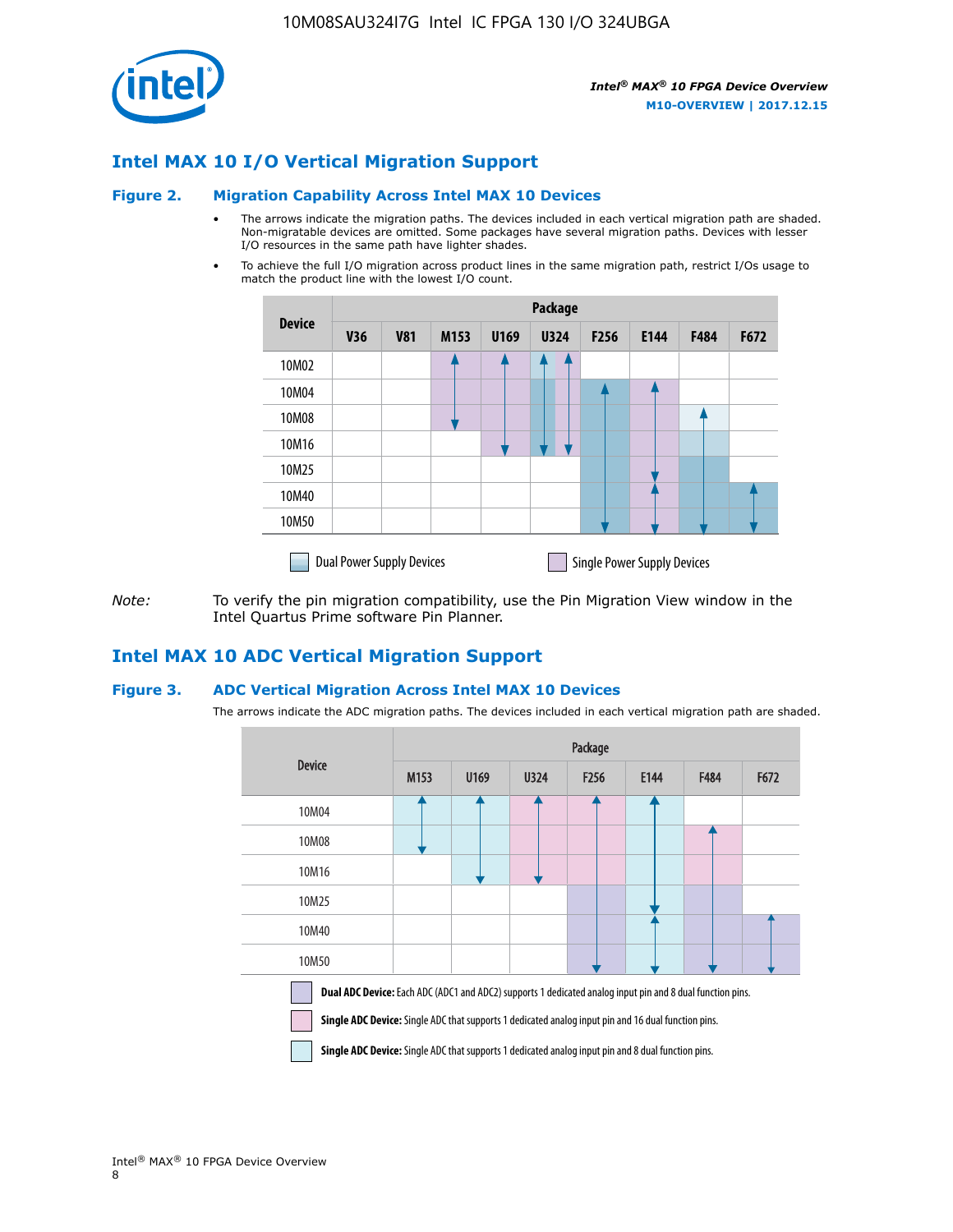## Intel MAX 10 I/O Vertical Migration Support

### Figure 2. Migration Capability Across Intel MAX 10 Devices

- The arrows indicate the migration paths. The devices included in each vertical migration path are shaded. Non-migratable devices are omitted. Some packages have several migration paths. Devices with lesser I/O resources in the same path have lighter shades.
- To achieve the full I/O migration across product lines in the same migration path, restrict I/Os usage to match the product line with the lowest I/O count.

| Device | Package | | | | | | | | |
|---|---|---|---|---|---|---|---|---|---|
| | V36 | V81 | M153 | U169 | U324 | F256 | E144 | F484 | F672 |
| 10M02 | | | | | | | | | |
| 10M04 | | | | | | | | | |
| 10M08 | | | | | | | | | |
| 10M16 | | | | | | | | | |
| 10M25 | | | | | | | | | |
| 10M40 | | | | | | | | | |
| 10M50 | | | | | | | | | |

Dual Power Supply Devices    Single Power Supply Devices

*Note:* To verify the pin migration compatibility, use the Pin Migration View window in the Intel Quartus Prime software Pin Planner.

## Intel MAX 10 ADC Vertical Migration Support

### Figure 3. ADC Vertical Migration Across Intel MAX 10 Devices

The arrows indicate the ADC migration paths. The devices included in each vertical migration path are shaded.

| Device | Package | | | | | | |
|---|---|---|---|---|---|---|---|
| | M153 | U169 | U324 | F256 | E144 | F484 | F672 |
| 10M04 | | | | | | | |
| 10M08 | | | | | | | |
| 10M16 | | | | | | | |
| 10M25 | | | | | | | |
| 10M40 | | | | | | | |
| 10M50 | | | | | | | |

**Dual ADC Device:** Each ADC (ADC1 and ADC2) supports 1 dedicated analog input pin and 8 dual function pins.

**Single ADC Device:** Single ADC that supports 1 dedicated analog input pin and 16 dual function pins.

**Single ADC Device:** Single ADC that supports 1 dedicated analog input pin and 8 dual function pins.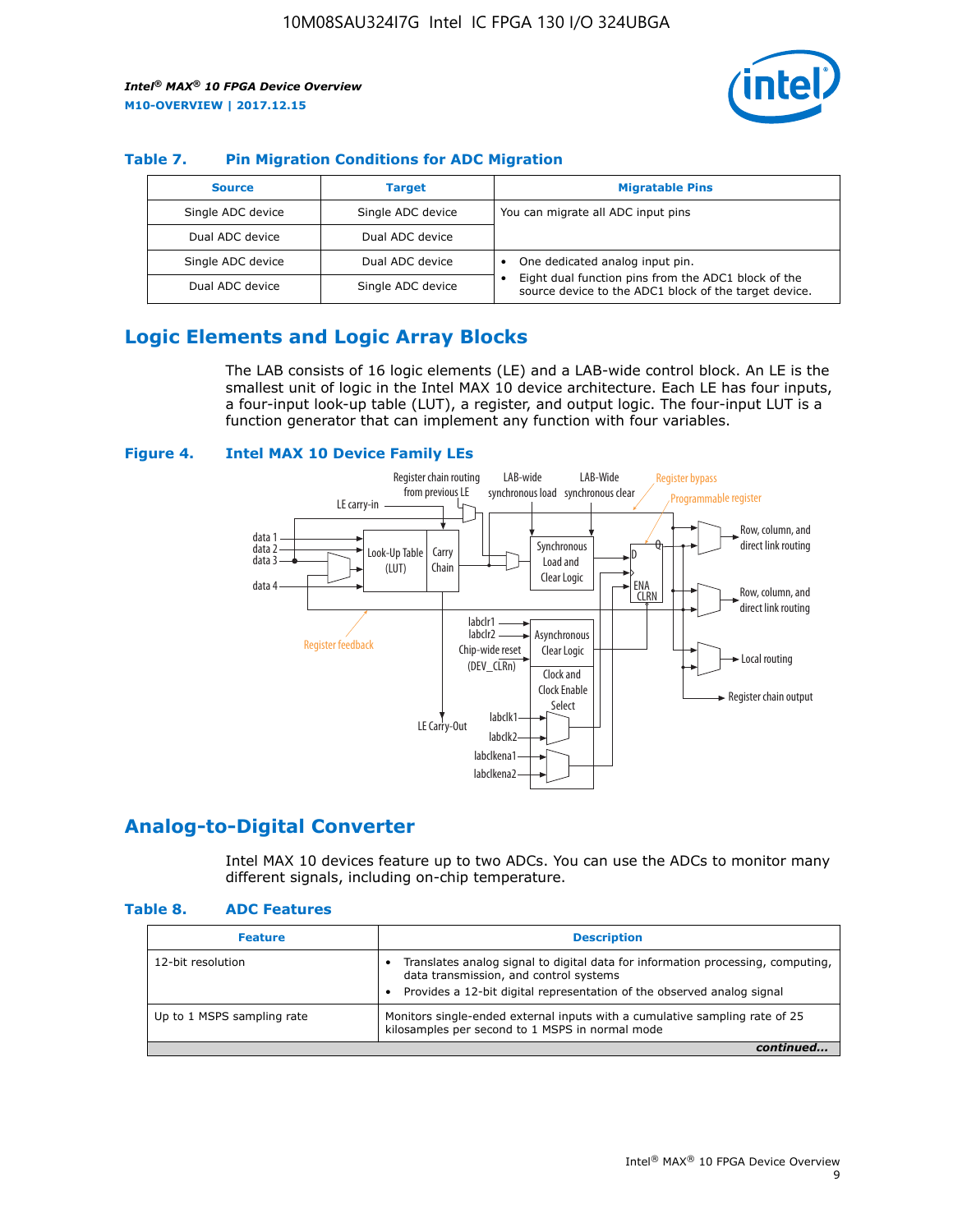### Table 7. Pin Migration Conditions for ADC Migration

| Source | Target | Migratable Pins |
|---|---|---|
| Single ADC device | Single ADC device | You can migrate all ADC input pins |
| Dual ADC device | Dual ADC device | |
| Single ADC device | Dual ADC device | • One dedicated analog input pin. • Eight dual function pins from the ADC1 block of the source device to the ADC1 block of the target device. |
| Dual ADC device | Single ADC device | |

## Logic Elements and Logic Array Blocks

The LAB consists of 16 logic elements (LE) and a LAB-wide control block. An LE is the smallest unit of logic in the Intel MAX 10 device architecture. Each LE has four inputs, a four-input look-up table (LUT), a register, and output logic. The four-input LUT is a function generator that can implement any function with four variables.

### Figure 4. Intel MAX 10 Device Family LEs

## Analog-to-Digital Converter

Intel MAX 10 devices feature up to two ADCs. You can use the ADCs to monitor many different signals, including on-chip temperature.

### Table 8. ADC Features

| Feature | Description |
|---|---|
| 12-bit resolution | • Translates analog signal to digital data for information processing, computing, data transmission, and control systems • Provides a 12-bit digital representation of the observed analog signal |
| Up to 1 MSPS sampling rate | Monitors single-ended external inputs with a cumulative sampling rate of 25 kilosamples per second to 1 MSPS in normal mode |
| *continued...* | |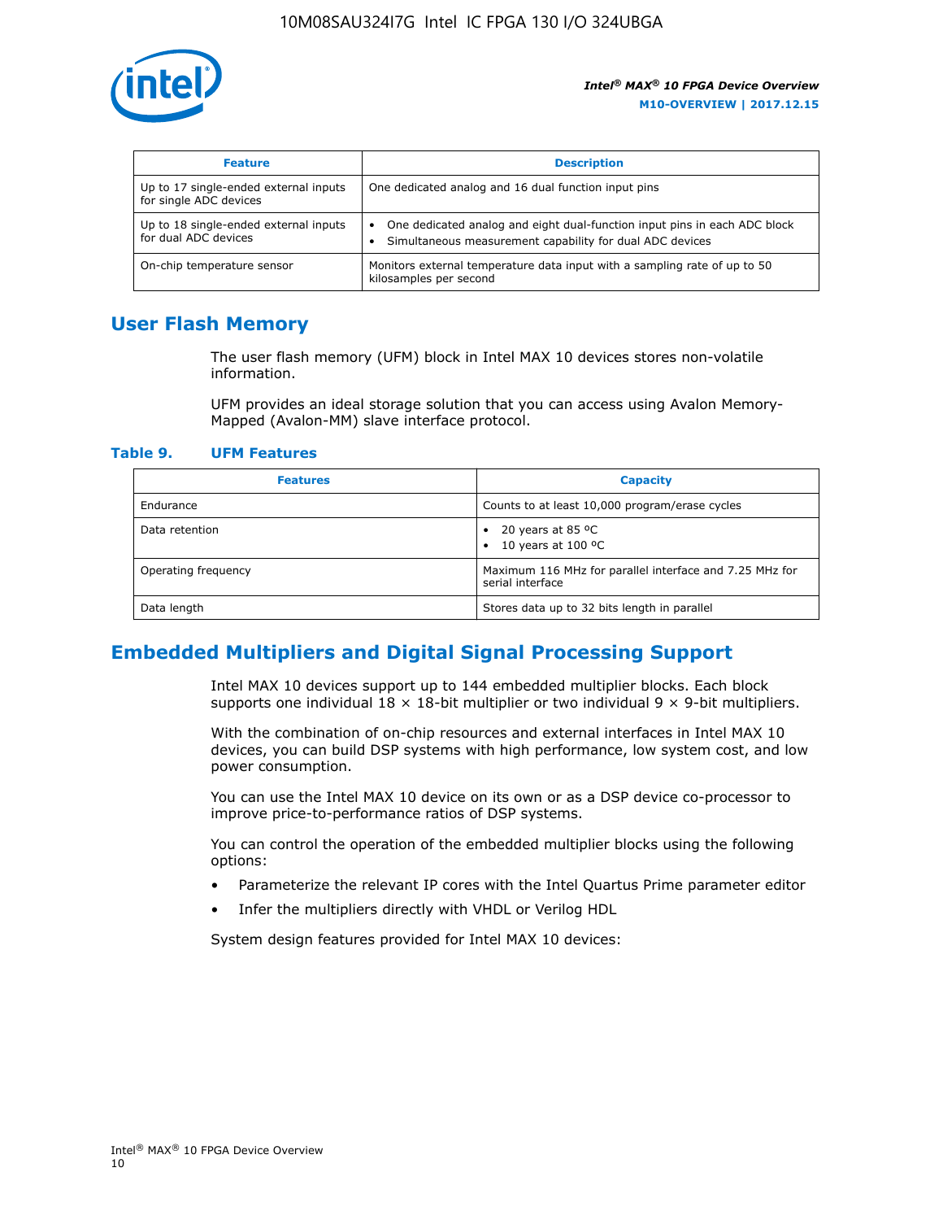| Feature | Description |
| --- | --- |
| Up to 17 single-ended external inputs for single ADC devices | One dedicated analog and 16 dual function input pins |
| Up to 18 single-ended external inputs for dual ADC devices | • One dedicated analog and eight dual-function input pins in each ADC block<br>• Simultaneous measurement capability for dual ADC devices |
| On-chip temperature sensor | Monitors external temperature data input with a sampling rate of up to 50 kilosamples per second |

## User Flash Memory

The user flash memory (UFM) block in Intel MAX 10 devices stores non-volatile information.

UFM provides an ideal storage solution that you can access using Avalon Memory-Mapped (Avalon-MM) slave interface protocol.

**Table 9. UFM Features**

| Features | Capacity |
| --- | --- |
| Endurance | Counts to at least 10,000 program/erase cycles |
| Data retention | • 20 years at 85 ºC<br>• 10 years at 100 ºC |
| Operating frequency | Maximum 116 MHz for parallel interface and 7.25 MHz for serial interface |
| Data length | Stores data up to 32 bits length in parallel |

## Embedded Multipliers and Digital Signal Processing Support

Intel MAX 10 devices support up to 144 embedded multiplier blocks. Each block supports one individual 18 × 18-bit multiplier or two individual 9 × 9-bit multipliers.

With the combination of on-chip resources and external interfaces in Intel MAX 10 devices, you can build DSP systems with high performance, low system cost, and low power consumption.

You can use the Intel MAX 10 device on its own or as a DSP device co-processor to improve price-to-performance ratios of DSP systems.

You can control the operation of the embedded multiplier blocks using the following options:

- Parameterize the relevant IP cores with the Intel Quartus Prime parameter editor
- Infer the multipliers directly with VHDL or Verilog HDL

System design features provided for Intel MAX 10 devices: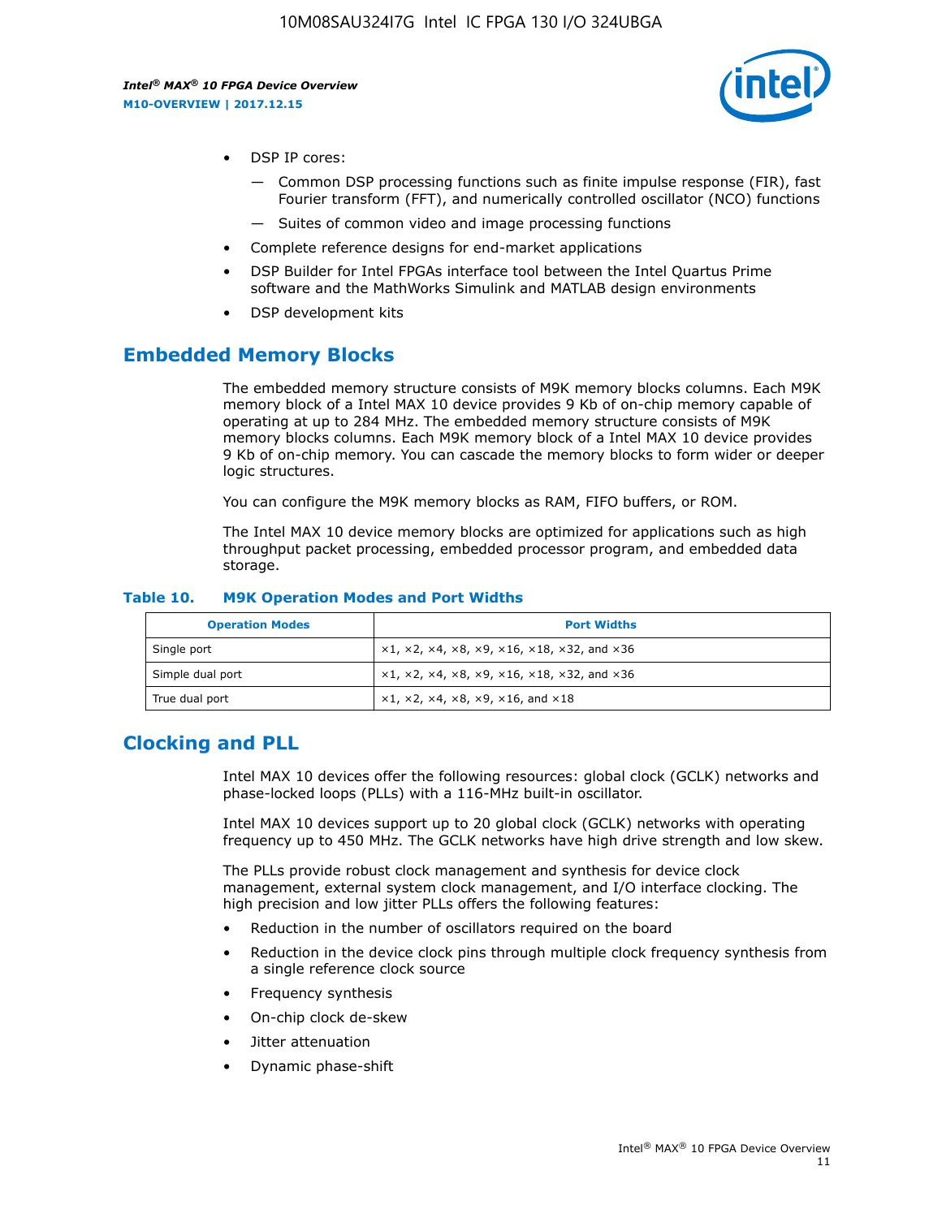- DSP IP cores:
  - Common DSP processing functions such as finite impulse response (FIR), fast Fourier transform (FFT), and numerically controlled oscillator (NCO) functions
  - Suites of common video and image processing functions
- Complete reference designs for end-market applications
- DSP Builder for Intel FPGAs interface tool between the Intel Quartus Prime software and the MathWorks Simulink and MATLAB design environments
- DSP development kits

## Embedded Memory Blocks

The embedded memory structure consists of M9K memory blocks columns. Each M9K memory block of a Intel MAX 10 device provides 9 Kb of on-chip memory capable of operating at up to 284 MHz. The embedded memory structure consists of M9K memory blocks columns. Each M9K memory block of a Intel MAX 10 device provides 9 Kb of on-chip memory. You can cascade the memory blocks to form wider or deeper logic structures.

You can configure the M9K memory blocks as RAM, FIFO buffers, or ROM.

The Intel MAX 10 device memory blocks are optimized for applications such as high throughput packet processing, embedded processor program, and embedded data storage.

**Table 10. M9K Operation Modes and Port Widths**

| Operation Modes | Port Widths |
|---|---|
| Single port | ×1, ×2, ×4, ×8, ×9, ×16, ×18, ×32, and ×36 |
| Simple dual port | ×1, ×2, ×4, ×8, ×9, ×16, ×18, ×32, and ×36 |
| True dual port | ×1, ×2, ×4, ×8, ×9, ×16, and ×18 |

## Clocking and PLL

Intel MAX 10 devices offer the following resources: global clock (GCLK) networks and phase-locked loops (PLLs) with a 116-MHz built-in oscillator.

Intel MAX 10 devices support up to 20 global clock (GCLK) networks with operating frequency up to 450 MHz. The GCLK networks have high drive strength and low skew.

The PLLs provide robust clock management and synthesis for device clock management, external system clock management, and I/O interface clocking. The high precision and low jitter PLLs offers the following features:

- Reduction in the number of oscillators required on the board
- Reduction in the device clock pins through multiple clock frequency synthesis from a single reference clock source
- Frequency synthesis
- On-chip clock de-skew
- Jitter attenuation
- Dynamic phase-shift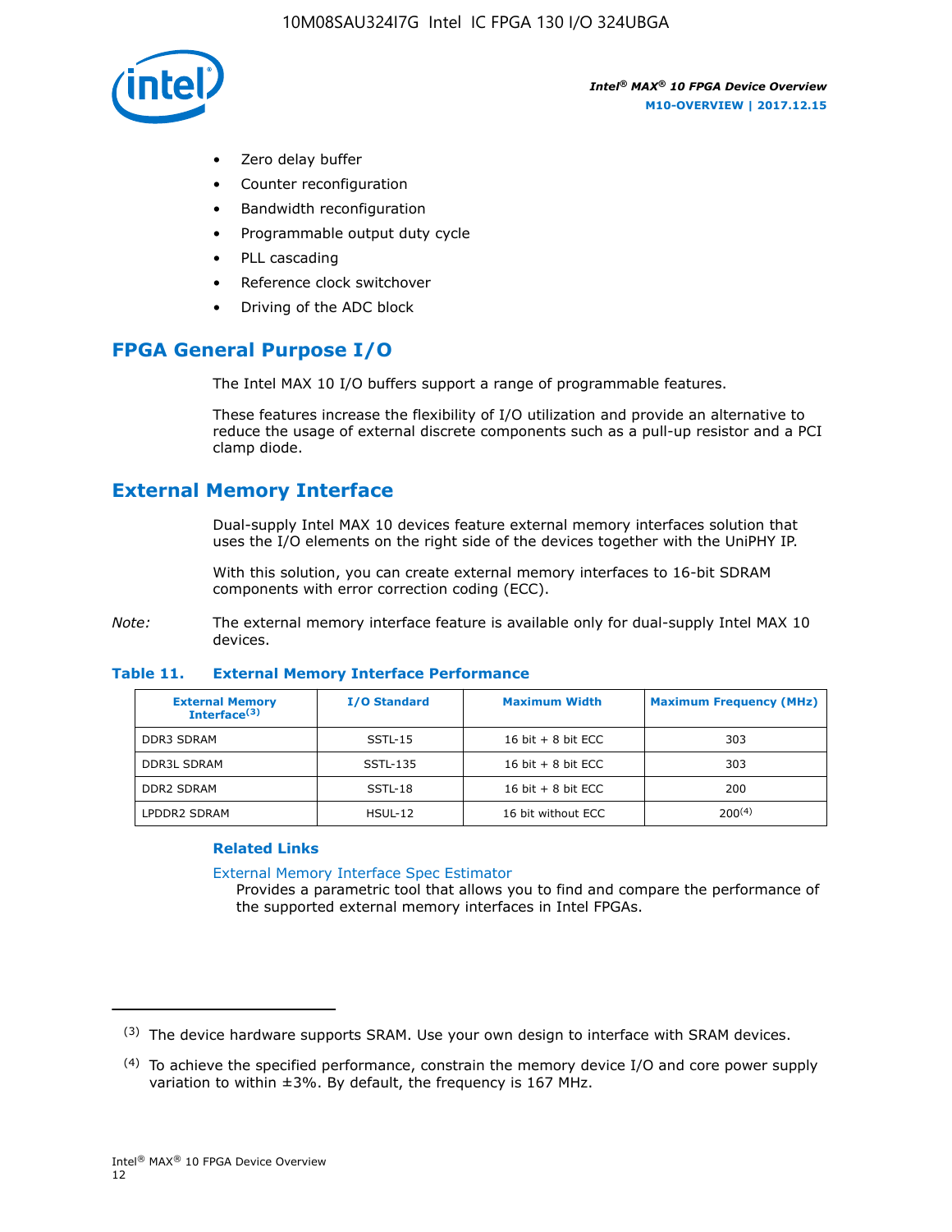- Zero delay buffer
- Counter reconfiguration
- Bandwidth reconfiguration
- Programmable output duty cycle
- PLL cascading
- Reference clock switchover
- Driving of the ADC block

## FPGA General Purpose I/O

The Intel MAX 10 I/O buffers support a range of programmable features.

These features increase the flexibility of I/O utilization and provide an alternative to reduce the usage of external discrete components such as a pull-up resistor and a PCI clamp diode.

## External Memory Interface

Dual-supply Intel MAX 10 devices feature external memory interfaces solution that uses the I/O elements on the right side of the devices together with the UniPHY IP.

With this solution, you can create external memory interfaces to 16-bit SDRAM components with error correction coding (ECC).

*Note:* The external memory interface feature is available only for dual-supply Intel MAX 10 devices.

**Table 11. External Memory Interface Performance**

| External Memory Interface[3] | I/O Standard | Maximum Width | Maximum Frequency (MHz) |
|---|---|---|---|
| DDR3 SDRAM | SSTL-15 | 16 bit + 8 bit ECC | 303 |
| DDR3L SDRAM | SSTL-135 | 16 bit + 8 bit ECC | 303 |
| DDR2 SDRAM | SSTL-18 | 16 bit + 8 bit ECC | 200 |
| LPDDR2 SDRAM | HSUL-12 | 16 bit without ECC | 200[4] |

### Related Links

External Memory Interface Spec Estimator
Provides a parametric tool that allows you to find and compare the performance of the supported external memory interfaces in Intel FPGAs.

---

(3) The device hardware supports SRAM. Use your own design to interface with SRAM devices.

(4) To achieve the specified performance, constrain the memory device I/O and core power supply variation to within ±3%. By default, the frequency is 167 MHz.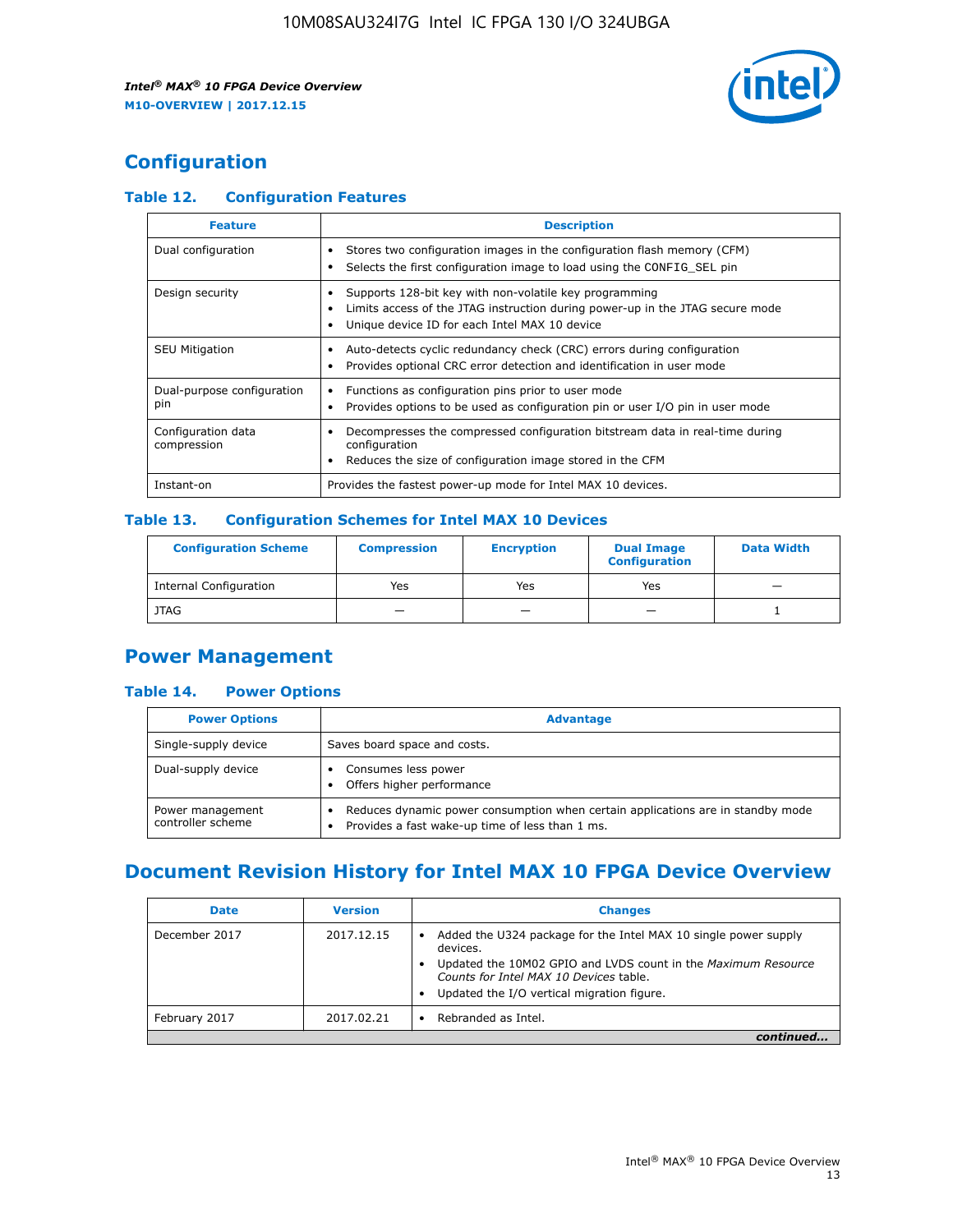# Configuration

## Table 12. Configuration Features

| Feature | Description |
| --- | --- |
| Dual configuration | • Stores two configuration images in the configuration flash memory (CFM)<br>• Selects the first configuration image to load using the CONFIG_SEL pin |
| Design security | • Supports 128-bit key with non-volatile key programming<br>• Limits access of the JTAG instruction during power-up in the JTAG secure mode<br>• Unique device ID for each Intel MAX 10 device |
| SEU Mitigation | • Auto-detects cyclic redundancy check (CRC) errors during configuration<br>• Provides optional CRC error detection and identification in user mode |
| Dual-purpose configuration pin | • Functions as configuration pins prior to user mode<br>• Provides options to be used as configuration pin or user I/O pin in user mode |
| Configuration data compression | • Decompresses the compressed configuration bitstream data in real-time during configuration<br>• Reduces the size of configuration image stored in the CFM |
| Instant-on | Provides the fastest power-up mode for Intel MAX 10 devices. |

## Table 13. Configuration Schemes for Intel MAX 10 Devices

| Configuration Scheme | Compression | Encryption | Dual Image Configuration | Data Width |
| --- | --- | --- | --- | --- |
| Internal Configuration | Yes | Yes | Yes | — |
| JTAG | — | — | — | 1 |

# Power Management

## Table 14. Power Options

| Power Options | Advantage |
| --- | --- |
| Single-supply device | Saves board space and costs. |
| Dual-supply device | • Consumes less power<br>• Offers higher performance |
| Power management controller scheme | • Reduces dynamic power consumption when certain applications are in standby mode<br>• Provides a fast wake-up time of less than 1 ms. |

# Document Revision History for Intel MAX 10 FPGA Device Overview

| Date | Version | Changes |
| --- | --- | --- |
| December 2017 | 2017.12.15 | • Added the U324 package for the Intel MAX 10 single power supply devices.<br>• Updated the 10M02 GPIO and LVDS count in the *Maximum Resource Counts for Intel MAX 10 Devices* table.<br>• Updated the I/O vertical migration figure. |
| February 2017 | 2017.02.21 | • Rebranded as Intel. |

*continued...*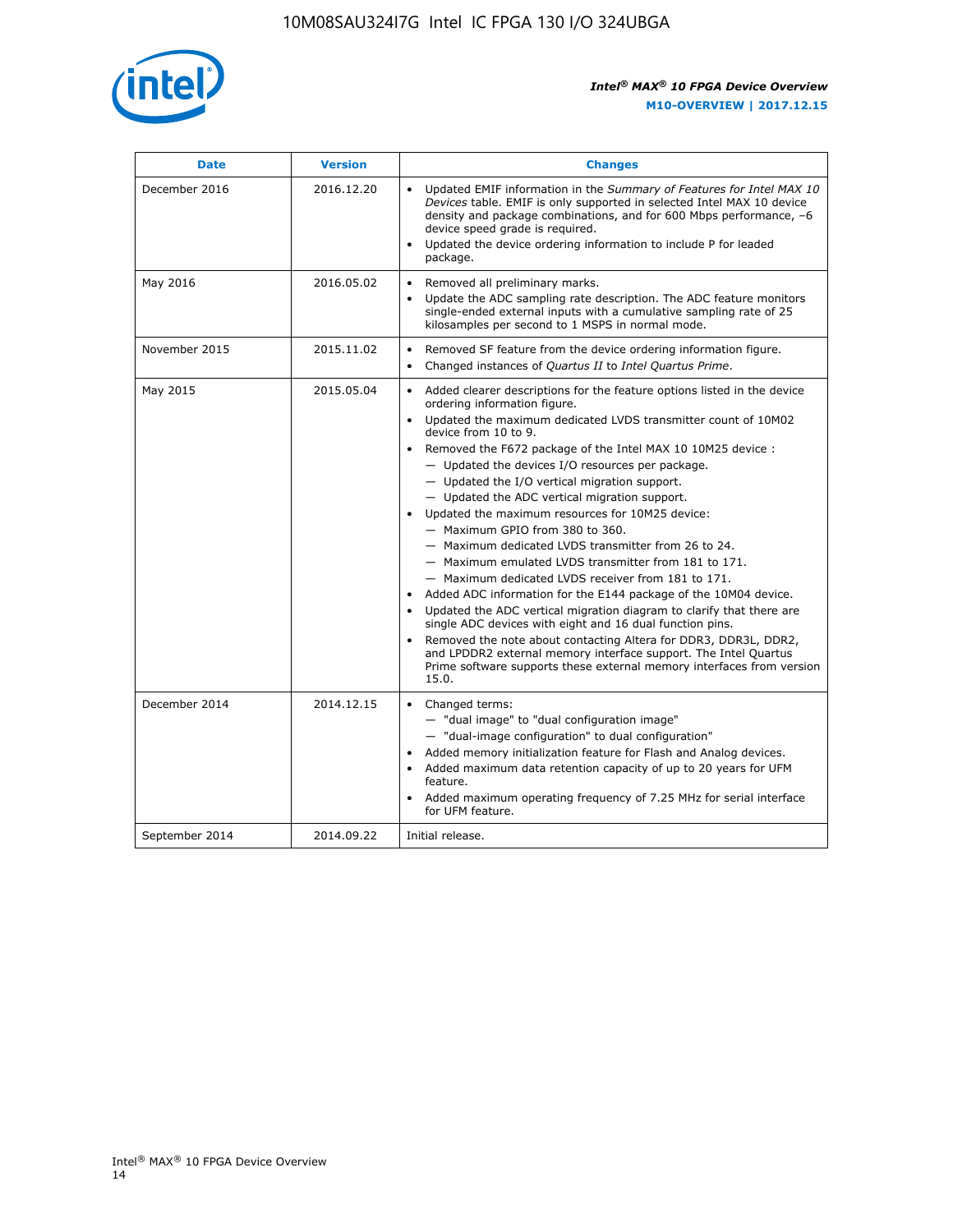| Date | Version | Changes |
| --- | --- | --- |
| December 2016 | 2016.12.20 | • Updated EMIF information in the *Summary of Features for Intel MAX 10 Devices* table. EMIF is only supported in selected Intel MAX 10 device density and package combinations, and for 600 Mbps performance, –6 device speed grade is required.<br>• Updated the device ordering information to include P for leaded package. |
| May 2016 | 2016.05.02 | • Removed all preliminary marks.<br>• Update the ADC sampling rate description. The ADC feature monitors single-ended external inputs with a cumulative sampling rate of 25 kilosamples per second to 1 MSPS in normal mode. |
| November 2015 | 2015.11.02 | • Removed SF feature from the device ordering information figure.<br>• Changed instances of *Quartus II* to *Intel Quartus Prime*. |
| May 2015 | 2015.05.04 | • Added clearer descriptions for the feature options listed in the device ordering information figure.<br>• Updated the maximum dedicated LVDS transmitter count of 10M02 device from 10 to 9.<br>• Removed the F672 package of the Intel MAX 10 10M25 device :<br>— Updated the devices I/O resources per package.<br>— Updated the I/O vertical migration support.<br>— Updated the ADC vertical migration support.<br>• Updated the maximum resources for 10M25 device:<br>— Maximum GPIO from 380 to 360.<br>— Maximum dedicated LVDS transmitter from 26 to 24.<br>— Maximum emulated LVDS transmitter from 181 to 171.<br>— Maximum dedicated LVDS receiver from 181 to 171.<br>• Added ADC information for the E144 package of the 10M04 device.<br>• Updated the ADC vertical migration diagram to clarify that there are single ADC devices with eight and 16 dual function pins.<br>• Removed the note about contacting Altera for DDR3, DDR3L, DDR2, and LPDDR2 external memory interface support. The Intel Quartus Prime software supports these external memory interfaces from version 15.0. |
| December 2014 | 2014.12.15 | • Changed terms:<br>— "dual image" to "dual configuration image"<br>— "dual-image configuration" to dual configuration"<br>• Added memory initialization feature for Flash and Analog devices.<br>• Added maximum data retention capacity of up to 20 years for UFM feature.<br>• Added maximum operating frequency of 7.25 MHz for serial interface for UFM feature. |
| September 2014 | 2014.09.22 | Initial release. |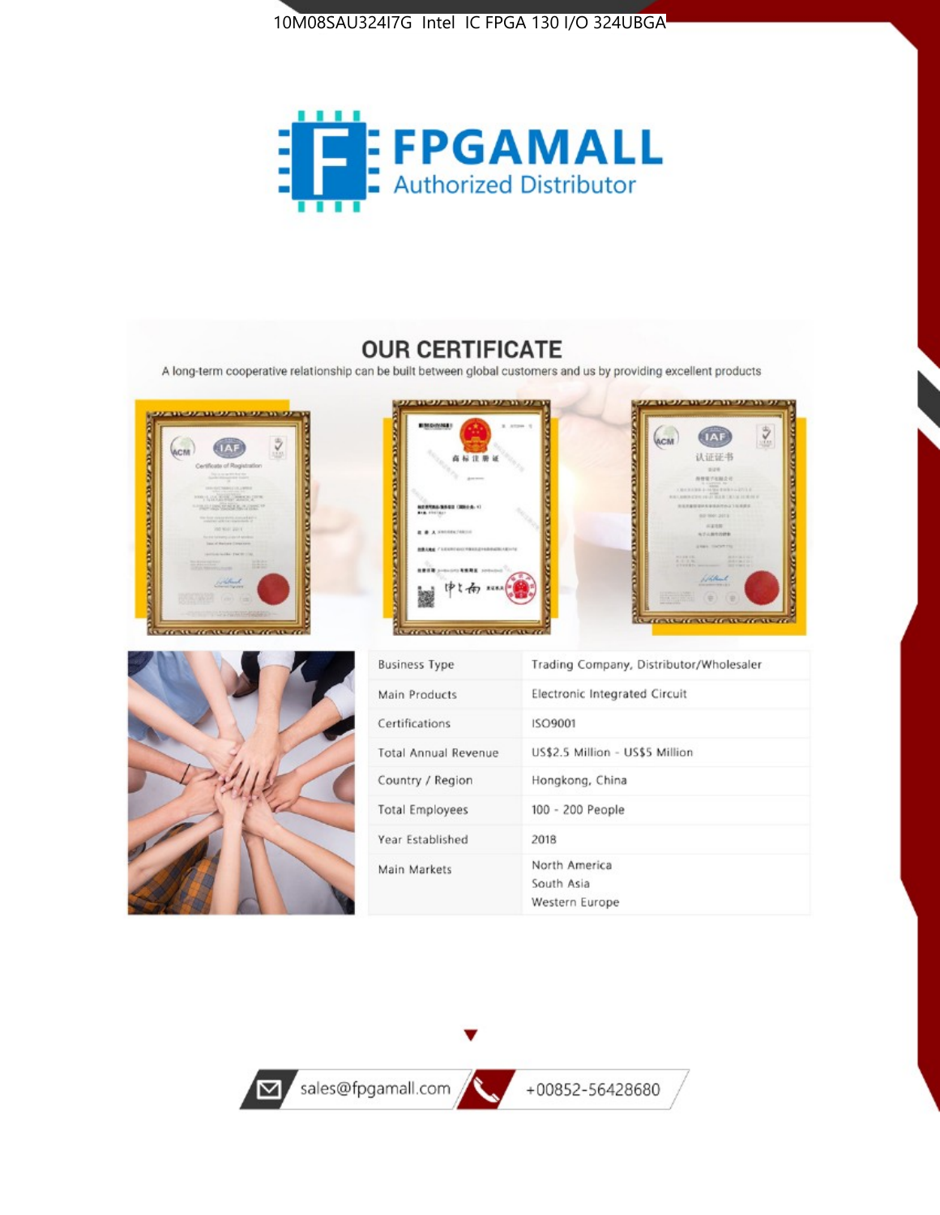FPGAMALL
Authorized Distributor

## OUR CERTIFICATE

A long-term cooperative relationship can be built between global customers and us by providing excellent products

| | |
|---|---|
| Business Type | Trading Company, Distributor/Wholesaler |
| Main Products | Electronic Integrated Circuit |
| Certifications | ISO9001 |
| Total Annual Revenue | US$2.5 Million - US$5 Million |
| Country / Region | Hongkong, China |
| Total Employees | 100 - 200 People |
| Year Established | 2018 |
| Main Markets | North America<br>South Asia<br>Western Europe |

sales@fpgamall.com

+00852-56428680